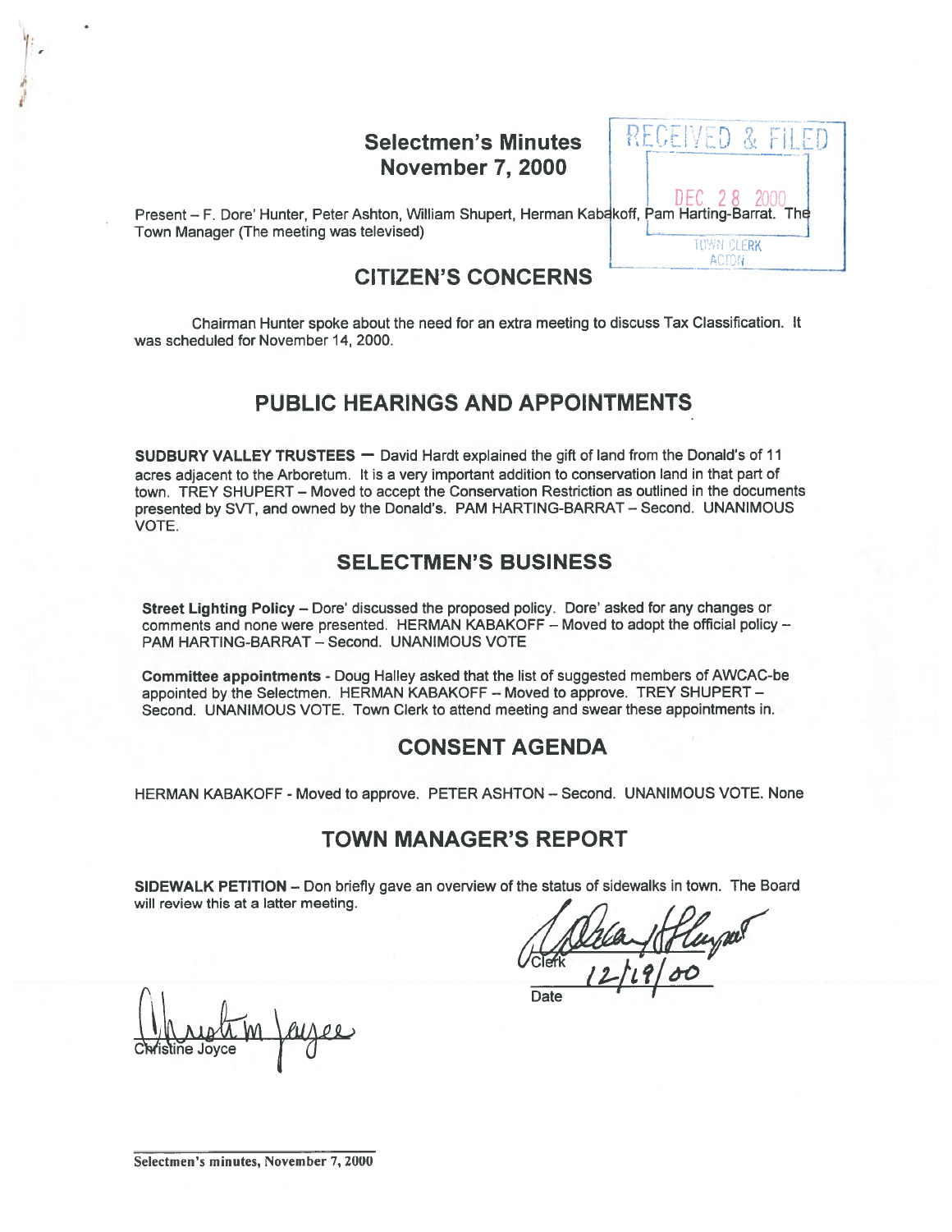# Selectmen's Minutes
# November 7, 2000

RECEIVED & FILED
DEC 28 2000
TOWN CLERK
ACTON

Present – F. Dore' Hunter, Peter Ashton, William Shupert, Herman Kabakoff, Pam Harting-Barrat. The Town Manager (The meeting was televised)

## CITIZEN'S CONCERNS

Chairman Hunter spoke about the need for an extra meeting to discuss Tax Classification. It was scheduled for November 14, 2000.

## PUBLIC HEARINGS AND APPOINTMENTS

**SUDBURY VALLEY TRUSTEES** – David Hardt explained the gift of land from the Donald's of 11 acres adjacent to the Arboretum. It is a very important addition to conservation land in that part of town. TREY SHUPERT – Moved to accept the Conservation Restriction as outlined in the documents presented by SVT, and owned by the Donald's. PAM HARTING-BARRAT – Second. UNANIMOUS VOTE.

## SELECTMEN'S BUSINESS

**Street Lighting Policy** – Dore' discussed the proposed policy. Dore' asked for any changes or comments and none were presented. HERMAN KABAKOFF – Moved to adopt the official policy – PAM HARTING-BARRAT – Second. UNANIMOUS VOTE

**Committee appointments** - Doug Halley asked that the list of suggested members of AWCAC-be appointed by the Selectmen. HERMAN KABAKOFF – Moved to approve. TREY SHUPERT – Second. UNANIMOUS VOTE. Town Clerk to attend meeting and swear these appointments in.

## CONSENT AGENDA

HERMAN KABAKOFF - Moved to approve. PETER ASHTON – Second. UNANIMOUS VOTE. None

## TOWN MANAGER'S REPORT

**SIDEWALK PETITION** – Don briefly gave an overview of the status of sidewalks in town. The Board will review this at a latter meeting.

Clerk

12/19/00

Date

Christine Joyce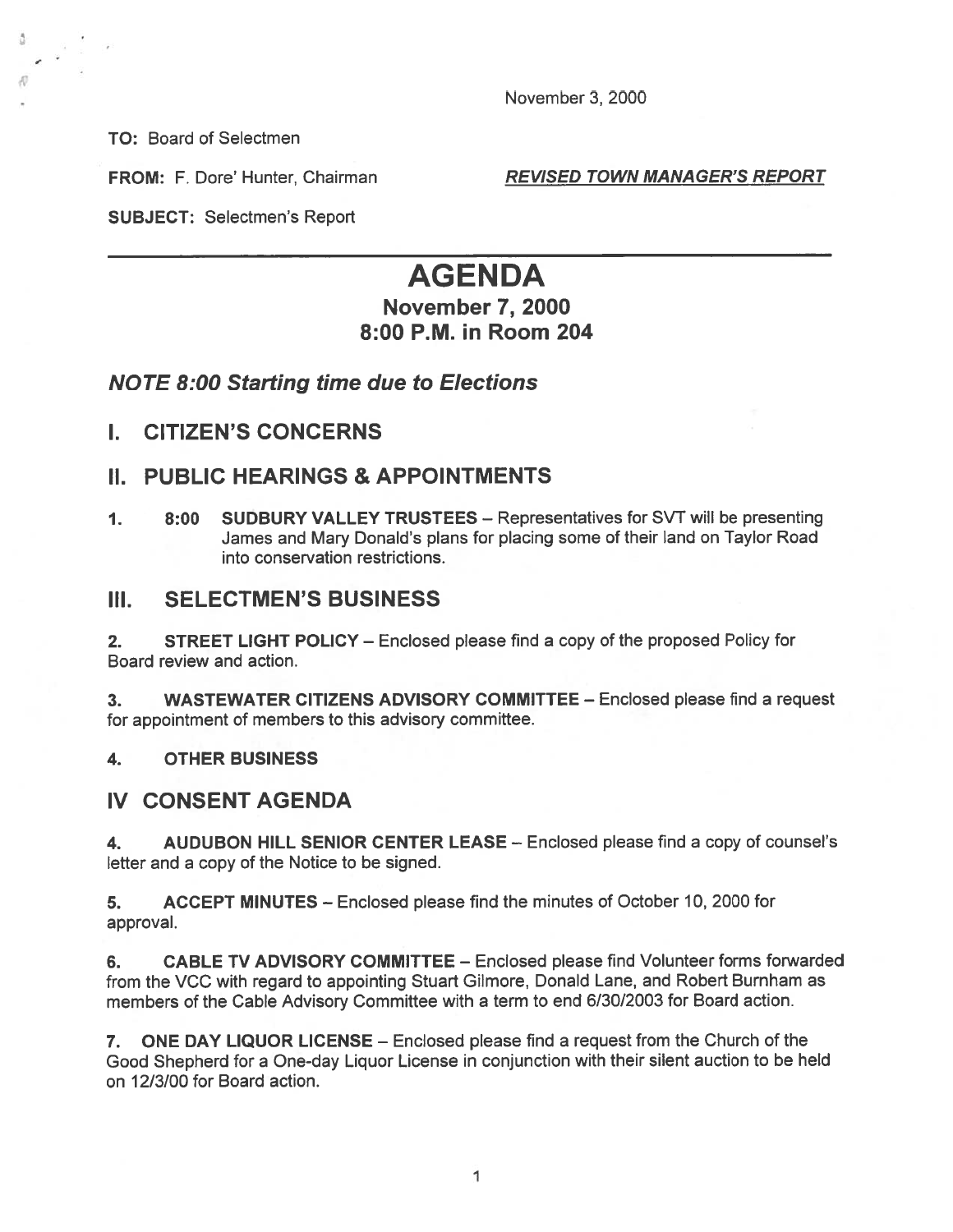November 3, 2000

**TO:** Board of Selectmen

**FROM:** F. Dore' Hunter, Chairman

***REVISED TOWN MANAGER'S REPORT***

**SUBJECT:** Selectmen's Report

# AGENDA

## November 7, 2000
## 8:00 P.M. in Room 204

### *NOTE 8:00 Starting time due to Elections*

## I. CITIZEN'S CONCERNS

## II. PUBLIC HEARINGS & APPOINTMENTS

1. **8:00 SUDBURY VALLEY TRUSTEES** – Representatives for SVT will be presenting James and Mary Donald's plans for placing some of their land on Taylor Road into conservation restrictions.

## III. SELECTMEN'S BUSINESS

2. **STREET LIGHT POLICY** – Enclosed please find a copy of the proposed Policy for Board review and action.

3. **WASTEWATER CITIZENS ADVISORY COMMITTEE** – Enclosed please find a request for appointment of members to this advisory committee.

4. **OTHER BUSINESS**

## IV CONSENT AGENDA

4. **AUDUBON HILL SENIOR CENTER LEASE** – Enclosed please find a copy of counsel's letter and a copy of the Notice to be signed.

5. **ACCEPT MINUTES** – Enclosed please find the minutes of October 10, 2000 for approval.

6. **CABLE TV ADVISORY COMMITTEE** – Enclosed please find Volunteer forms forwarded from the VCC with regard to appointing Stuart Gilmore, Donald Lane, and Robert Burnham as members of the Cable Advisory Committee with a term to end 6/30/2003 for Board action.

7. **ONE DAY LIQUOR LICENSE** – Enclosed please find a request from the Church of the Good Shepherd for a One-day Liquor License in conjunction with their silent auction to be held on 12/3/00 for Board action.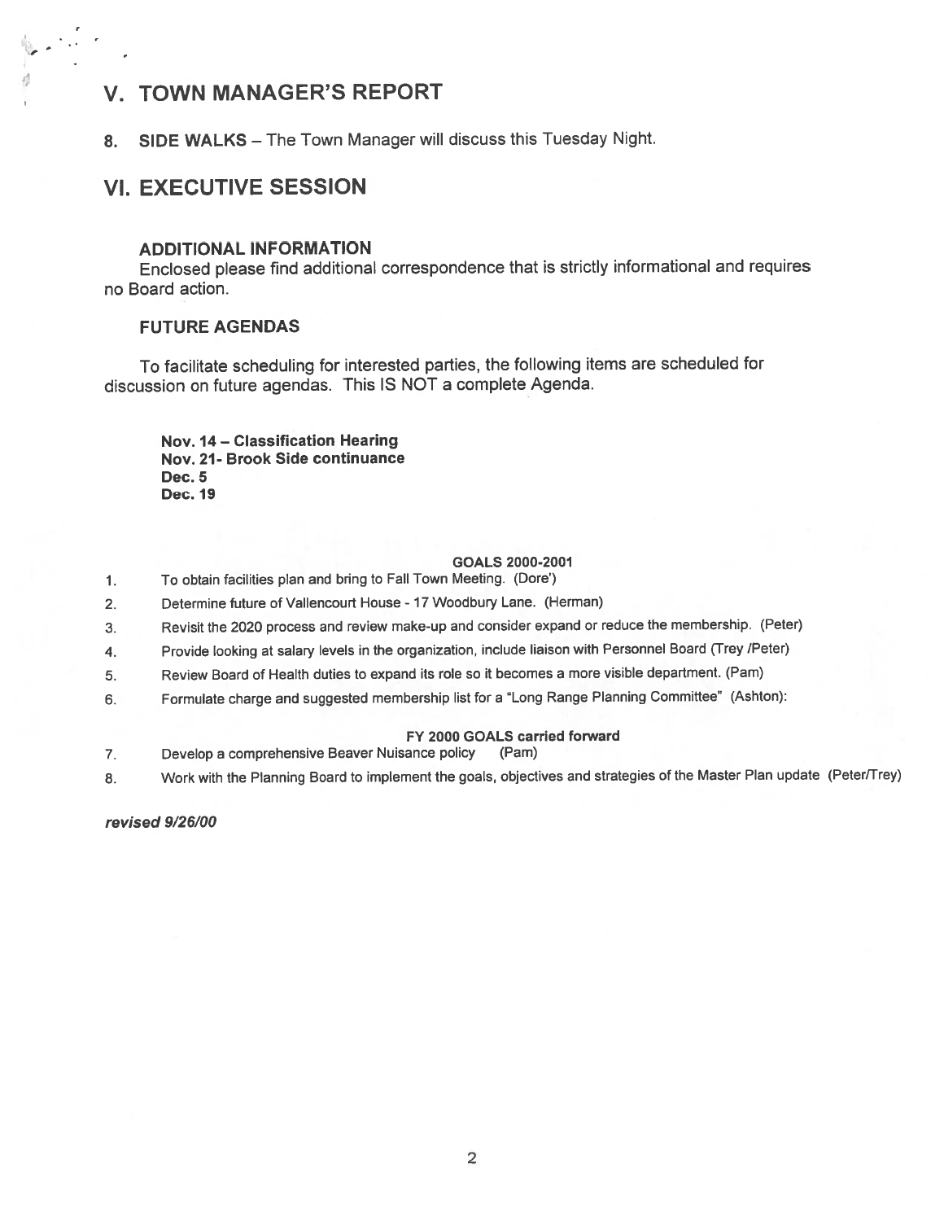## V. TOWN MANAGER'S REPORT

8. **SIDE WALKS** – The Town Manager will discuss this Tuesday Night.

## VI. EXECUTIVE SESSION

### ADDITIONAL INFORMATION

Enclosed please find additional correspondence that is strictly informational and requires no Board action.

### FUTURE AGENDAS

To facilitate scheduling for interested parties, the following items are scheduled for discussion on future agendas. This IS NOT a complete Agenda.

**Nov. 14 – Classification Hearing**
**Nov. 21- Brook Side continuance**
**Dec. 5**
**Dec. 19**

**GOALS 2000-2001**

1. To obtain facilities plan and bring to Fall Town Meeting. (Dore')
2. Determine future of Vallencourt House - 17 Woodbury Lane. (Herman)
3. Revisit the 2020 process and review make-up and consider expand or reduce the membership. (Peter)
4. Provide looking at salary levels in the organization, include liaison with Personnel Board (Trey /Peter)
5. Review Board of Health duties to expand its role so it becomes a more visible department. (Pam)
6. Formulate charge and suggested membership list for a "Long Range Planning Committee" (Ashton):

**FY 2000 GOALS carried forward**

7. Develop a comprehensive Beaver Nuisance policy (Pam)
8. Work with the Planning Board to implement the goals, objectives and strategies of the Master Plan update (Peter/Trey)

***revised 9/26/00***